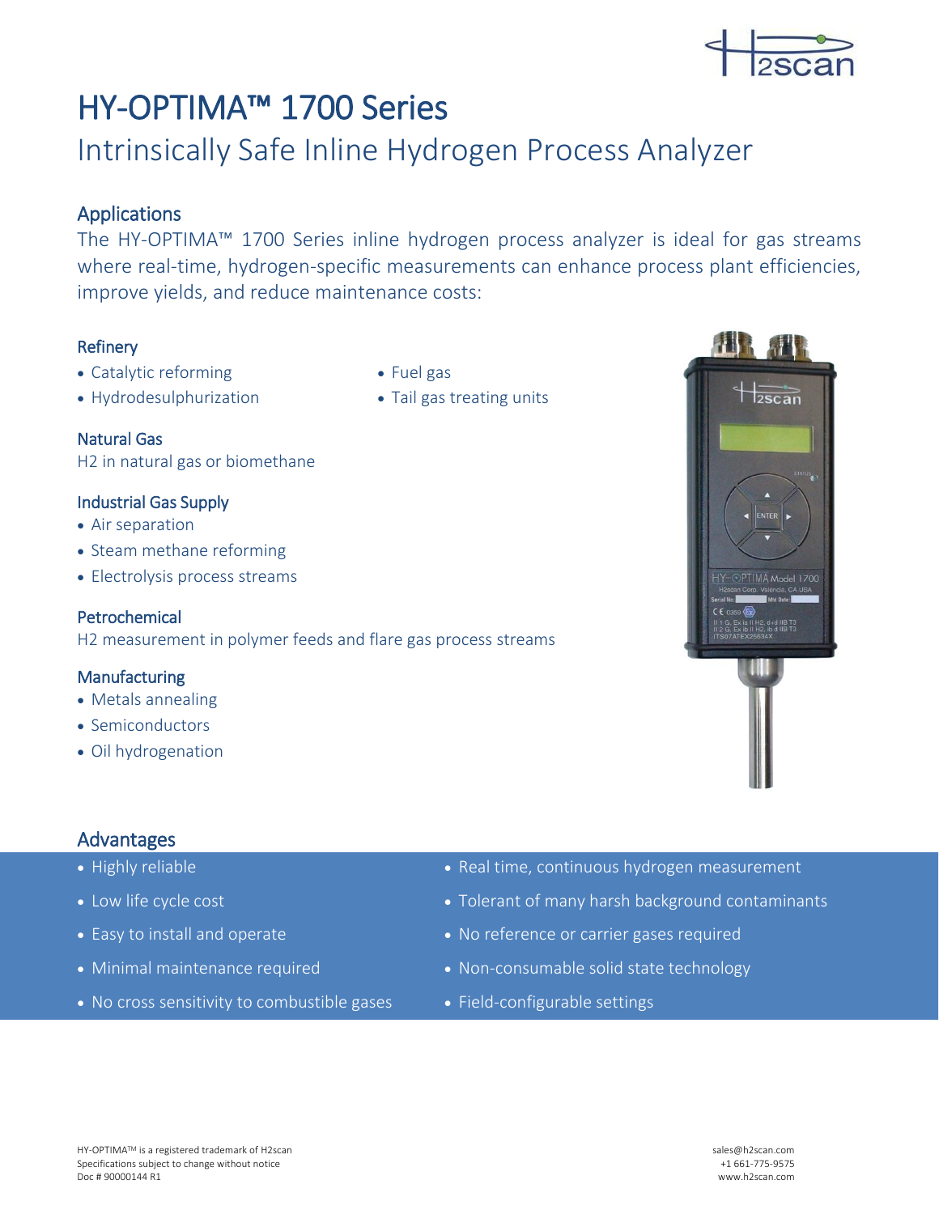# HY-OPTIMA™ 1700 Series

## Intrinsically Safe Inline Hydrogen Process Analyzer

### Applications

The HY-OPTIMA™ 1700 Series inline hydrogen process analyzer is ideal for gas streams where real-time, hydrogen-specific measurements can enhance process plant efficiencies, improve yields, and reduce maintenance costs:

#### Refinery

- Catalytic reforming
- Hydrodesulphurization
- Fuel gas
- Tail gas treating units

#### Natural Gas

H2 in natural gas or biomethane

#### Industrial Gas Supply

- Air separation
- Steam methane reforming
- Electrolysis process streams

#### Petrochemical

H2 measurement in polymer feeds and flare gas process streams

#### Manufacturing

- Metals annealing
- Semiconductors
- Oil hydrogenation

### Advantages

- Highly reliable
- Low life cycle cost
- Easy to install and operate
- Minimal maintenance required
- No cross sensitivity to combustible gases
- Real time, continuous hydrogen measurement
- Tolerant of many harsh background contaminants
- No reference or carrier gases required
- Non-consumable solid state technology
- Field-configurable settings

HY-OPTIMA™ is a registered trademark of H2scan
Specifications subject to change without notice
Doc # 90000144 R1

sales@h2scan.com
+1 661-775-9575
www.h2scan.com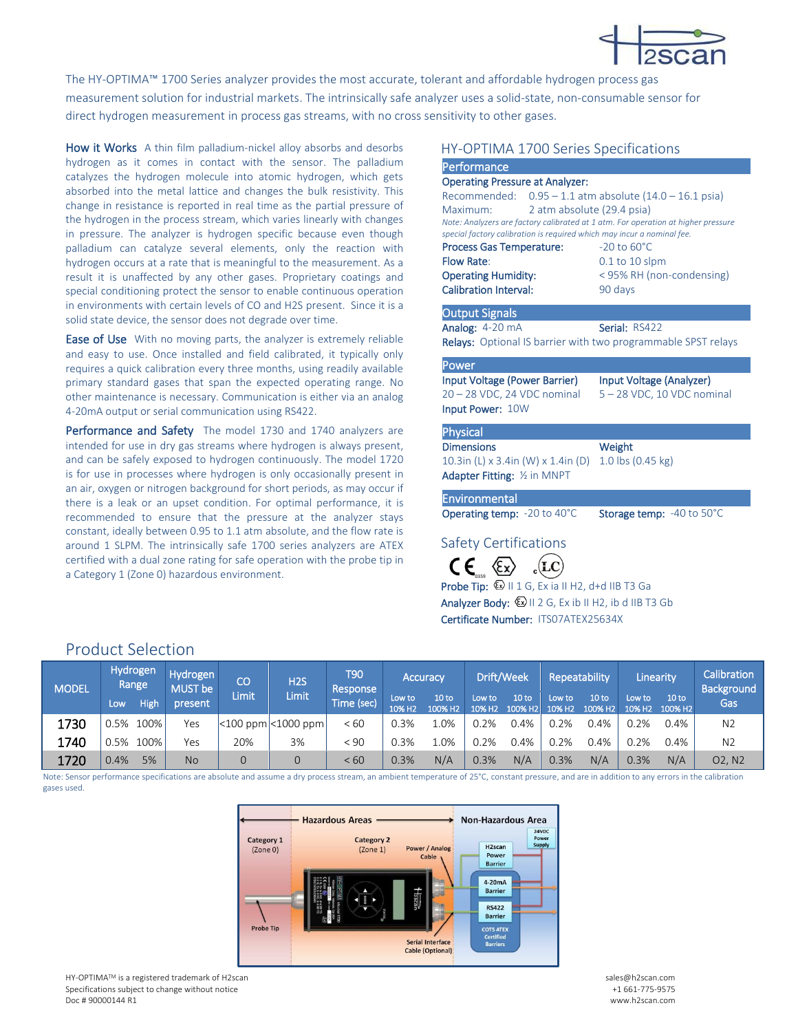The HY-OPTIMA™ 1700 Series analyzer provides the most accurate, tolerant and affordable hydrogen process gas measurement solution for industrial markets. The intrinsically safe analyzer uses a solid-state, non-consumable sensor for direct hydrogen measurement in process gas streams, with no cross sensitivity to other gases.

**How it Works** A thin film palladium-nickel alloy absorbs and desorbs hydrogen as it comes in contact with the sensor. The palladium catalyzes the hydrogen molecule into atomic hydrogen, which gets absorbed into the metal lattice and changes the bulk resistivity. This change in resistance is reported in real time as the partial pressure of the hydrogen in the process stream, which varies linearly with changes in pressure. The analyzer is hydrogen specific because even though palladium can catalyze several elements, only the reaction with hydrogen occurs at a rate that is meaningful to the measurement. As a result it is unaffected by any other gases. Proprietary coatings and special conditioning protect the sensor to enable continuous operation in environments with certain levels of CO and H2S present. Since it is a solid state device, the sensor does not degrade over time.

**Ease of Use** With no moving parts, the analyzer is extremely reliable and easy to use. Once installed and field calibrated, it typically only requires a quick calibration every three months, using readily available primary standard gases that span the expected operating range. No other maintenance is necessary. Communication is either via an analog 4-20mA output or serial communication using RS422.

**Performance and Safety** The model 1730 and 1740 analyzers are intended for use in dry gas streams where hydrogen is always present, and can be safely exposed to hydrogen continuously. The model 1720 is for use in processes where hydrogen is only occasionally present in an air, oxygen or nitrogen background for short periods, as may occur if there is a leak or an upset condition. For optimal performance, it is recommended to ensure that the pressure at the analyzer stays constant, ideally between 0.95 to 1.1 atm absolute, and the flow rate is around 1 SLPM. The intrinsically safe 1700 series analyzers are ATEX certified with a dual zone rating for safe operation with the probe tip in a Category 1 (Zone 0) hazardous environment.

## HY-OPTIMA 1700 Series Specifications

### Performance

**Operating Pressure at Analyzer:**

Recommended: 0.95 – 1.1 atm absolute (14.0 – 16.1 psia)
Maximum: 2 atm absolute (29.4 psia)

*Note: Analyzers are factory calibrated at 1 atm. For operation at higher pressure special factory calibration is required which may incur a nominal fee.*

| | |
|---|---|
| **Process Gas Temperature:** | -20 to 60°C |
| **Flow Rate:** | 0.1 to 10 slpm |
| **Operating Humidity:** | < 95% RH (non-condensing) |
| **Calibration Interval:** | 90 days |

### Output Signals

**Analog:** 4-20 mA **Serial:** RS422
**Relays:** Optional IS barrier with two programmable SPST relays

### Power

| **Input Voltage (Power Barrier)** | **Input Voltage (Analyzer)** |
|---|---|
| 20 – 28 VDC, 24 VDC nominal | 5 – 28 VDC, 10 VDC nominal |

**Input Power:** 10W

### Physical

| **Dimensions** | **Weight** |
|---|---|
| 10.3in (L) x 3.4in (W) x 1.4in (D) | 1.0 lbs (0.45 kg) |

**Adapter Fitting:** ½ in MNPT

### Environmental

**Operating temp:** -20 to 40°C **Storage temp:** -40 to 50°C

### Safety Certifications

CE 0359 Ex cLC

**Probe Tip:** Ex II 1 G, Ex ia II H2, d+d IIB T3 Ga
**Analyzer Body:** Ex II 2 G, Ex ib II H2, ib d IIB T3 Gb
**Certificate Number:** ITS07ATEX25634X

## Product Selection

| MODEL | Hydrogen Range | | Hydrogen MUST be present | CO Limit | H2S Limit | T90 Response Time (sec) | Accuracy | | Drift/Week | | Repeatability | | Linearity | | Calibration Background Gas |
|---|---|---|---|---|---|---|---|---|---|---|---|---|---|---|---|
| | Low | High | | | | | Low to 10% H2 | 10 to 100% H2 | Low to 10% H2 | 10 to 100% H2 | Low to 10% H2 | 10 to 100% H2 | Low to 10% H2 | 10 to 100% H2 | |
| 1730 | 0.5% | 100% | Yes | <100 ppm | <1000 ppm | < 60 | 0.3% | 1.0% | 0.2% | 0.4% | 0.2% | 0.4% | 0.2% | 0.4% | N2 |
| 1740 | 0.5% | 100% | Yes | 20% | 3% | < 90 | 0.3% | 1.0% | 0.2% | 0.4% | 0.2% | 0.4% | 0.2% | 0.4% | N2 |
| 1720 | 0.4% | 5% | No | 0 | 0 | < 60 | 0.3% | N/A | 0.3% | N/A | 0.3% | N/A | 0.3% | N/A | O2, N2 |

Note: Sensor performance specifications are absolute and assume a dry process stream, an ambient temperature of 25°C, constant pressure, and are in addition to any errors in the calibration gases used.

Hazardous Areas
Non-Hazardous Area
Category 1 (Zone 0)
Category 2 (Zone 1)
Power / Analog Cable
24VDC Power Supply
H2scan Power Barrier
4-20mA Barrier
RS422 Barrier
COTS ATEX Certified Barriers
Probe Tip
Serial Interface Cable (Optional)

HY-OPTIMA™ is a registered trademark of H2scan
Specifications subject to change without notice
Doc # 90000144 R1

sales@h2scan.com
+1 661-775-9575
www.h2scan.com